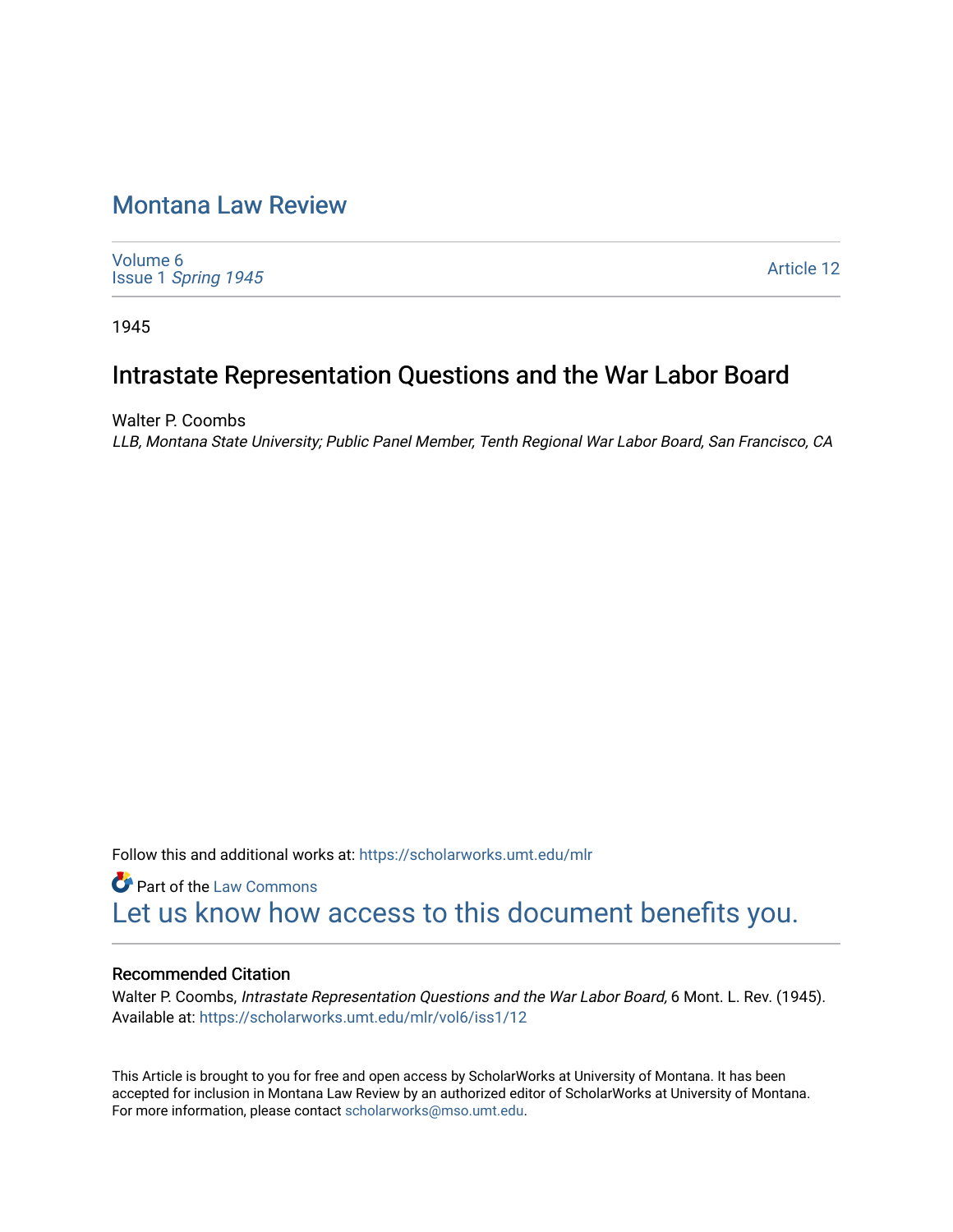# Montana Law Review

Volume 6
Issue 1 *Spring 1945*

Article 12

1945

## Intrastate Representation Questions and the War Labor Board

Walter P. Coombs
*LLB, Montana State University; Public Panel Member, Tenth Regional War Labor Board, San Francisco, CA*

Follow this and additional works at: https://scholarworks.umt.edu/mlr

Part of the Law Commons

Let us know how access to this document benefits you.

### Recommended Citation

Walter P. Coombs, *Intrastate Representation Questions and the War Labor Board,* 6 Mont. L. Rev. (1945).
Available at: https://scholarworks.umt.edu/mlr/vol6/iss1/12

This Article is brought to you for free and open access by ScholarWorks at University of Montana. It has been accepted for inclusion in Montana Law Review by an authorized editor of ScholarWorks at University of Montana. For more information, please contact scholarworks@mso.umt.edu.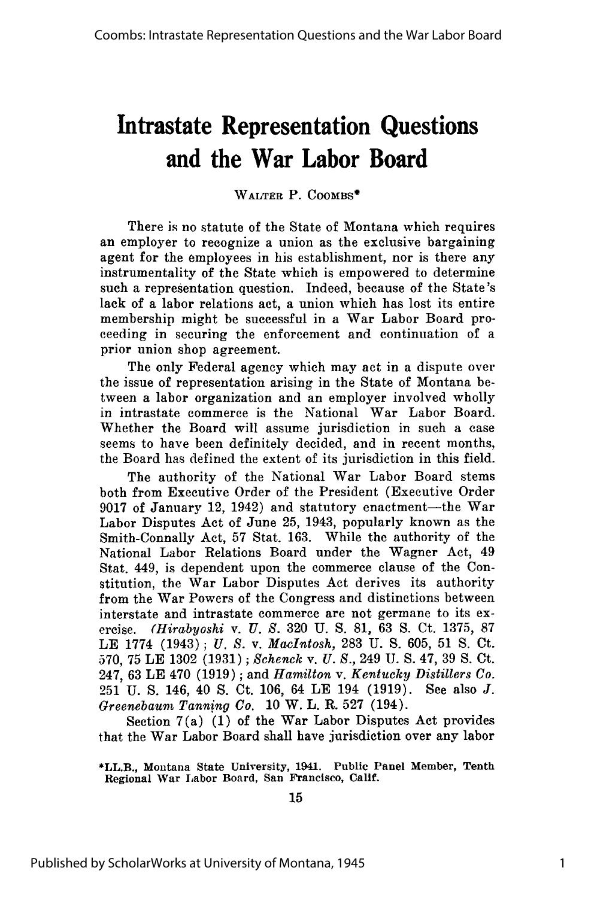# Intrastate Representation Questions and the War Labor Board

WALTER P. COOMBS*

There is no statute of the State of Montana which requires an employer to recognize a union as the exclusive bargaining agent for the employees in his establishment, nor is there any instrumentality of the State which is empowered to determine such a representation question. Indeed, because of the State's lack of a labor relations act, a union which has lost its entire membership might be successful in a War Labor Board proceeding in securing the enforcement and continuation of a prior union shop agreement.

The only Federal agency which may act in a dispute over the issue of representation arising in the State of Montana between a labor organization and an employer involved wholly in intrastate commerce is the National War Labor Board. Whether the Board will assume jurisdiction in such a case seems to have been definitely decided, and in recent months, the Board has defined the extent of its jurisdiction in this field.

The authority of the National War Labor Board stems both from Executive Order of the President (Executive Order 9017 of January 12, 1942) and statutory enactment—the War Labor Disputes Act of June 25, 1943, popularly known as the Smith-Connally Act, 57 Stat. 163. While the authority of the National Labor Relations Board under the Wagner Act, 49 Stat. 449, is dependent upon the commerce clause of the Constitution, the War Labor Disputes Act derives its authority from the War Powers of the Congress and distinctions between interstate and intrastate commerce are not germane to its exercise. (*Hirabyoshi* v. *U. S.* 320 U. S. 81, 63 S. Ct. 1375, 87 LE 1774 (1943); *U. S.* v. *MacIntosh,* 283 U. S. 605, 51 S. Ct. 570, 75 LE 1302 (1931); *Schenck* v. *U. S.*, 249 U. S. 47, 39 S. Ct. 247, 63 LE 470 (1919); and *Hamilton* v. *Kentucky Distillers Co.* 251 U. S. 146, 40 S. Ct. 106, 64 LE 194 (1919). See also *J. Greenebaum Tanning Co.* 10 W. L. R. 527 (194).

Section 7(a) (1) of the War Labor Disputes Act provides that the War Labor Board shall have jurisdiction over any labor

*LL.B., Montana State University, 1941. Public Panel Member, Tenth Regional War Labor Board, San Francisco, Calif.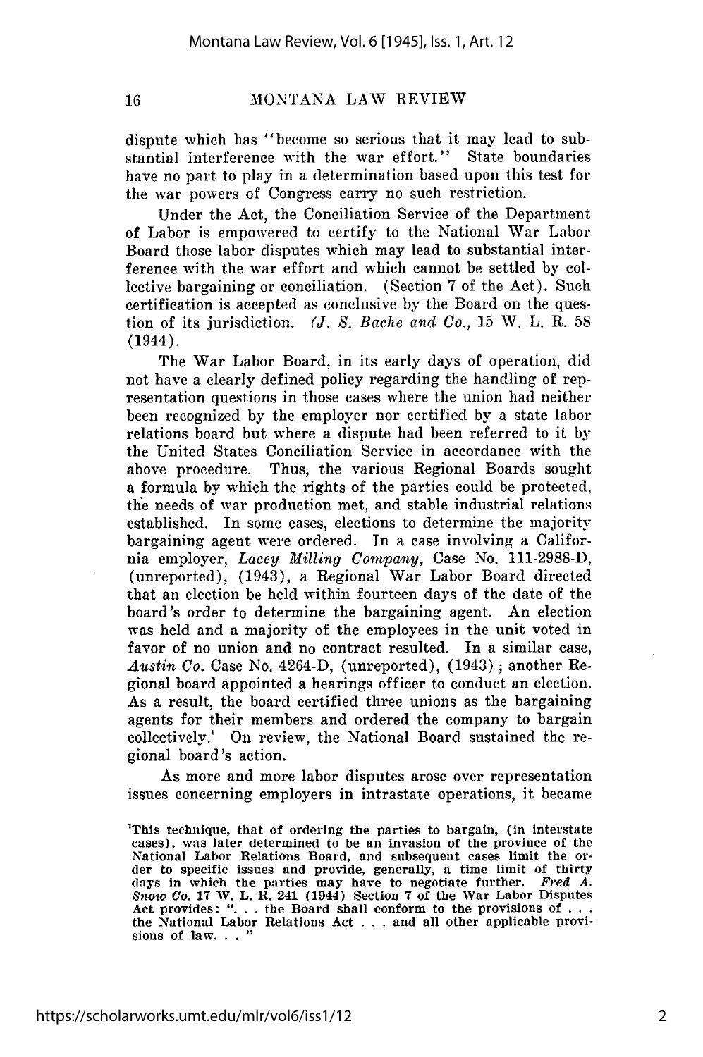dispute which has "become so serious that it may lead to substantial interference with the war effort." State boundaries have no part to play in a determination based upon this test for the war powers of Congress carry no such restriction.

Under the Act, the Conciliation Service of the Department of Labor is empowered to certify to the National War Labor Board those labor disputes which may lead to substantial interference with the war effort and which cannot be settled by collective bargaining or conciliation. (Section 7 of the Act). Such certification is accepted as conclusive by the Board on the question of its jurisdiction. (*J. S. Bache and Co.*, 15 W. L. R. 58 (1944).

The War Labor Board, in its early days of operation, did not have a clearly defined policy regarding the handling of representation questions in those cases where the union had neither been recognized by the employer nor certified by a state labor relations board but where a dispute had been referred to it by the United States Conciliation Service in accordance with the above procedure. Thus, the various Regional Boards sought a formula by which the rights of the parties could be protected, the needs of war production met, and stable industrial relations established. In some cases, elections to determine the majority bargaining agent were ordered. In a case involving a California employer, *Lacey Milling Company*, Case No. 111-2988-D, (unreported), (1943), a Regional War Labor Board directed that an election be held within fourteen days of the date of the board's order to determine the bargaining agent. An election was held and a majority of the employees in the unit voted in favor of no union and no contract resulted. In a similar case, *Austin Co.* Case No. 4264-D, (unreported), (1943); another Regional board appointed a hearings officer to conduct an election. As a result, the board certified three unions as the bargaining agents for their members and ordered the company to bargain collectively.[1] On review, the National Board sustained the regional board's action.

As more and more labor disputes arose over representation issues concerning employers in intrastate operations, it became

[1]This technique, that of ordering the parties to bargain, (in interstate cases), was later determined to be an invasion of the province of the National Labor Relations Board, and subsequent cases limit the order to specific issues and provide, generally, a time limit of thirty days in which the parties may have to negotiate further. *Fred A. Snow Co.* 17 W. L. R. 241 (1944) Section 7 of the War Labor Disputes Act provides: ". . . the Board shall conform to the provisions of . . . the National Labor Relations Act . . . and all other applicable provisions of law. . . "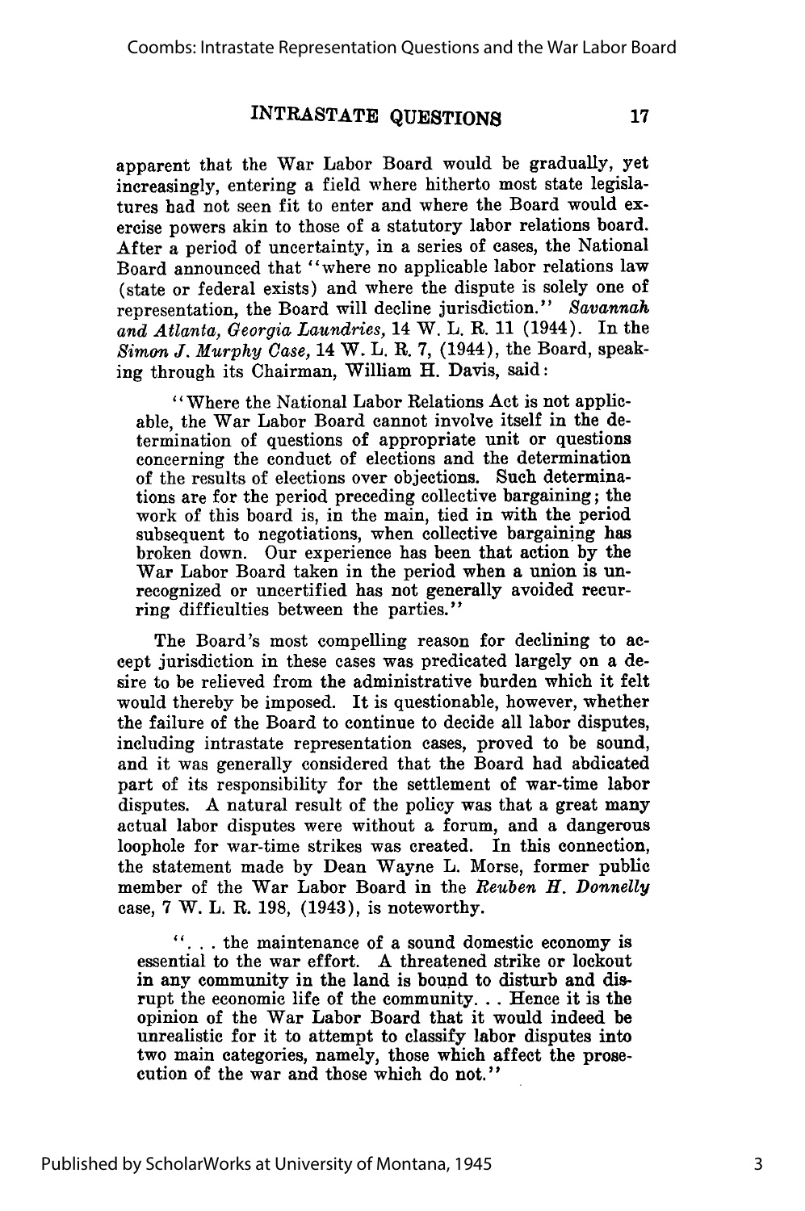apparent that the War Labor Board would be gradually, yet increasingly, entering a field where hitherto most state legislatures had not seen fit to enter and where the Board would exercise powers akin to those of a statutory labor relations board. After a period of uncertainty, in a series of cases, the National Board announced that "where no applicable labor relations law (state or federal exists) and where the dispute is solely one of representation, the Board will decline jurisdiction." *Savannah and Atlanta, Georgia Laundries*, 14 W. L. R. 11 (1944). In the *Simon J. Murphy Case*, 14 W. L. R. 7, (1944), the Board, speaking through its Chairman, William H. Davis, said:

> "Where the National Labor Relations Act is not applicable, the War Labor Board cannot involve itself in the determination of questions of appropriate unit or questions concerning the conduct of elections and the determination of the results of elections over objections. Such determinations are for the period preceding collective bargaining; the work of this board is, in the main, tied in with the period subsequent to negotiations, when collective bargaining has broken down. Our experience has been that action by the War Labor Board taken in the period when a union is unrecognized or uncertified has not generally avoided recurring difficulties between the parties."

The Board's most compelling reason for declining to accept jurisdiction in these cases was predicated largely on a desire to be relieved from the administrative burden which it felt would thereby be imposed. It is questionable, however, whether the failure of the Board to continue to decide all labor disputes, including intrastate representation cases, proved to be sound, and it was generally considered that the Board had abdicated part of its responsibility for the settlement of war-time labor disputes. A natural result of the policy was that a great many actual labor disputes were without a forum, and a dangerous loophole for war-time strikes was created. In this connection, the statement made by Dean Wayne L. Morse, former public member of the War Labor Board in the *Reuben H. Donnelly* case, 7 W. L. R. 198, (1943), is noteworthy.

> ". . . the maintenance of a sound domestic economy is essential to the war effort. A threatened strike or lockout in any community in the land is bound to disturb and disrupt the economic life of the community. . . Hence it is the opinion of the War Labor Board that it would indeed be unrealistic for it to attempt to classify labor disputes into two main categories, namely, those which affect the prosecution of the war and those which do not."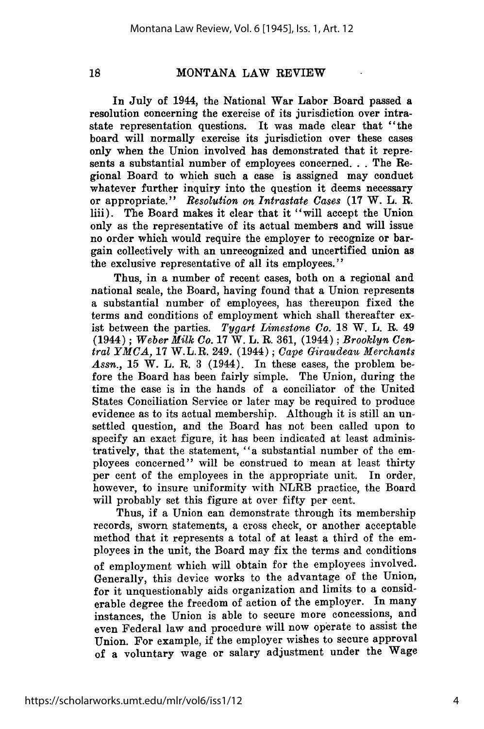In July of 1944, the National War Labor Board passed a resolution concerning the exercise of its jurisdiction over intrastate representation questions. It was made clear that "the board will normally exercise its jurisdiction over these cases only when the Union involved has demonstrated that it represents a substantial number of employees concerned. . . The Regional Board to which such a case is assigned may conduct whatever further inquiry into the question it deems necessary or appropriate." *Resolution on Intrastate Cases* (17 W. L. R. liii). The Board makes it clear that it "will accept the Union only as the representative of its actual members and will issue no order which would require the employer to recognize or bargain collectively with an unrecognized and uncertified union as the exclusive representative of all its employees."

Thus, in a number of recent cases, both on a regional and national scale, the Board, having found that a Union represents a substantial number of employees, has thereupon fixed the terms and conditions of employment which shall thereafter exist between the parties. *Tygart Limestone Co.* 18 W. L. R. 49 (1944); *Weber Milk Co.* 17 W. L. R. 361, (1944); *Brooklyn Central YMCA,* 17 W.L.R. 249. (1944); *Cape Giraudeau Merchants Assn.,* 15 W. L. R. 3 (1944). In these cases, the problem before the Board has been fairly simple. The Union, during the time the case is in the hands of a conciliator of the United States Conciliation Service or later may be required to produce evidence as to its actual membership. Although it is still an unsettled question, and the Board has not been called upon to specify an exact figure, it has been indicated at least administratively, that the statement, "a substantial number of the employees concerned" will be construed to mean at least thirty per cent of the employees in the appropriate unit. In order, however, to insure uniformity with NLRB practice, the Board will probably set this figure at over fifty per cent.

Thus, if a Union can demonstrate through its membership records, sworn statements, a cross check, or another acceptable method that it represents a total of at least a third of the employees in the unit, the Board may fix the terms and conditions of employment which will obtain for the employees involved. Generally, this device works to the advantage of the Union, for it unquestionably aids organization and limits to a considerable degree the freedom of action of the employer. In many instances, the Union is able to secure more concessions, and even Federal law and procedure will now operate to assist the Union. For example, if the employer wishes to secure approval of a voluntary wage or salary adjustment under the Wage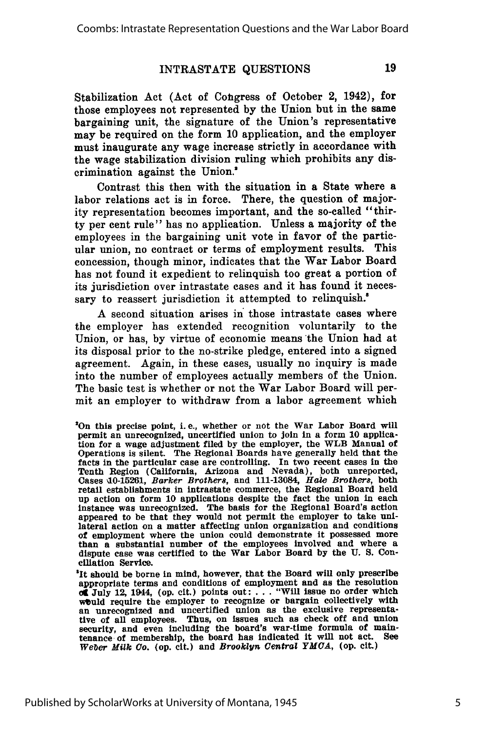Stabilization Act (Act of Congress of October 2, 1942), for those employees not represented by the Union but in the same bargaining unit, the signature of the Union's representative may be required on the form 10 application, and the employer must inaugurate any wage increase strictly in accordance with the wage stabilization division ruling which prohibits any discrimination against the Union.[7]

Contrast this then with the situation in a State where a labor relations act is in force. There, the question of majority representation becomes important, and the so-called "thirty per cent rule" has no application. Unless a majority of the employees in the bargaining unit vote in favor of the particular union, no contract or terms of employment results. This concession, though minor, indicates that the War Labor Board has not found it expedient to relinquish too great a portion of its jurisdiction over intrastate cases and it has found it necessary to reassert jurisdiction it attempted to relinquish.[8]

A second situation arises in those intrastate cases where the employer has extended recognition voluntarily to the Union, or has, by virtue of economic means the Union had at its disposal prior to the no-strike pledge, entered into a signed agreement. Again, in these cases, usually no inquiry is made into the number of employees actually members of the Union. The basic test is whether or not the War Labor Board will permit an employer to withdraw from a labor agreement which

[7]On this precise point, i. e., whether or not the War Labor Board will permit an unrecognized, uncertified union to join in a form 10 application for a wage adjustment filed by the employer, the WLB Manual of Operations is silent. The Regional Boards have generally held that the facts in the particular case are controlling. In two recent cases in the Tenth Region (California, Arizona and Nevada), both unreported, Cases 10-15261, *Barker Brothers*, and 111-13084, *Hale Brothers*, both retail establishments in intrastate commerce, the Regional Board held up action on form 10 applications despite the fact the union in each instance was unrecognized. The basis for the Regional Board's action appeared to be that they would not permit the employer to take unilateral action on a matter affecting union organization and conditions of employment where the union could demonstrate it possessed more than a substantial number of the employees involved and where a dispute case was certified to the War Labor Board by the U. S. Conciliation Service.

[8]It should be borne in mind, however, that the Board will only prescribe appropriate terms and conditions of employment and as the resolution of July 12, 1944, (op. cit.) points out: . . . "Will issue no order which would require the employer to recognize or bargain collectively with an unrecognized and uncertified union as the exclusive representative of all employees. Thus, on issues such as check off and union security, and even including the board's war-time formula of maintenance of membership, the board has indicated it will not act. See *Weber Milk Co.* (op. cit.) and *Brooklyn Central YMCA*, (op. cit.)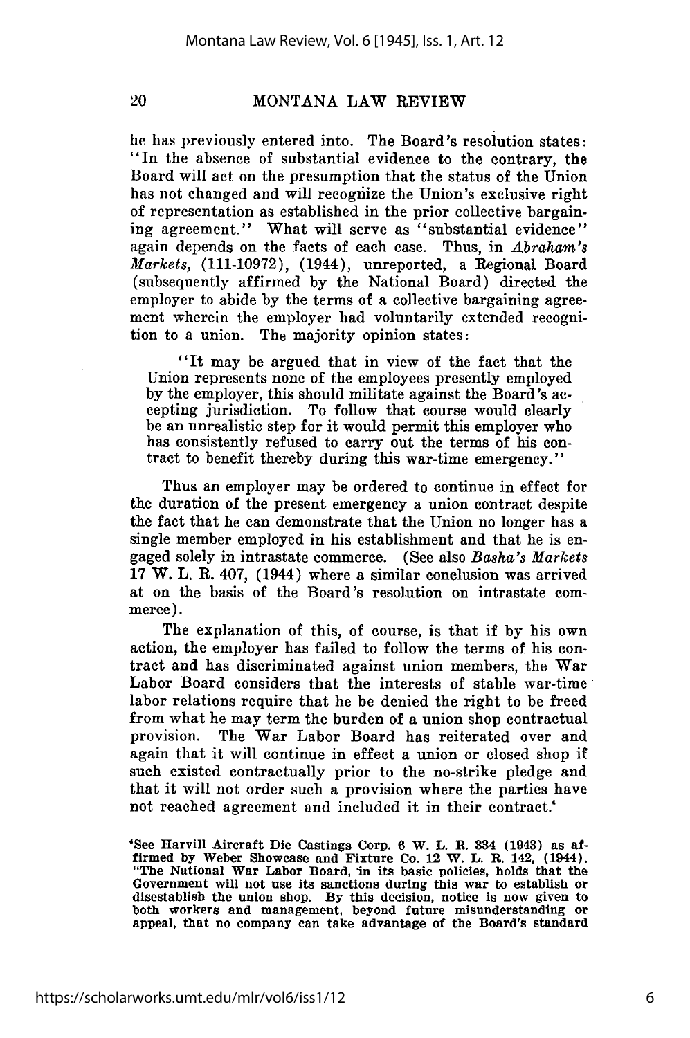he has previously entered into. The Board's resolution states: "In the absence of substantial evidence to the contrary, the Board will act on the presumption that the status of the Union has not changed and will recognize the Union's exclusive right of representation as established in the prior collective bargaining agreement." What will serve as "substantial evidence" again depends on the facts of each case. Thus, in *Abraham's Markets*, (111-10972), (1944), unreported, a Regional Board (subsequently affirmed by the National Board) directed the employer to abide by the terms of a collective bargaining agreement wherein the employer had voluntarily extended recognition to a union. The majority opinion states:

> "It may be argued that in view of the fact that the Union represents none of the employees presently employed by the employer, this should militate against the Board's accepting jurisdiction. To follow that course would clearly be an unrealistic step for it would permit this employer who has consistently refused to carry out the terms of his contract to benefit thereby during this war-time emergency."

Thus an employer may be ordered to continue in effect for the duration of the present emergency a union contract despite the fact that he can demonstrate that the Union no longer has a single member employed in his establishment and that he is engaged solely in intrastate commerce. (See also *Basha's Markets* 17 W. L. R. 407, (1944) where a similar conclusion was arrived at on the basis of the Board's resolution on intrastate commerce).

The explanation of this, of course, is that if by his own action, the employer has failed to follow the terms of his contract and has discriminated against union members, the War Labor Board considers that the interests of stable war-time labor relations require that he be denied the right to be freed from what he may term the burden of a union shop contractual provision. The War Labor Board has reiterated over and again that it will continue in effect a union or closed shop if such existed contractually prior to the no-strike pledge and that it will not order such a provision where the parties have not reached agreement and included it in their contract.[4]

[4]See Harvill Aircraft Die Castings Corp. 6 W. L. R. 334 (1943) as affirmed by Weber Showcase and Fixture Co. 12 W. L. R. 142, (1944). "The National War Labor Board, in its basic policies, holds that the Government will not use its sanctions during this war to establish or disestablish the union shop. By this decision, notice is now given to both workers and management, beyond future misunderstanding or appeal, that no company can take advantage of the Board's standard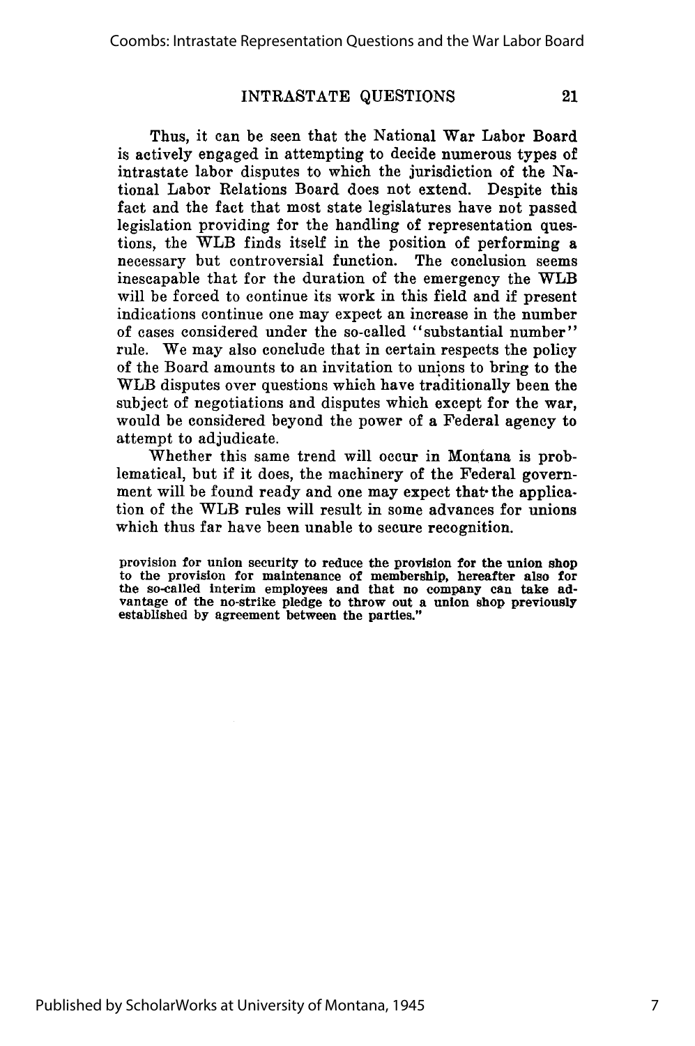Thus, it can be seen that the National War Labor Board is actively engaged in attempting to decide numerous types of intrastate labor disputes to which the jurisdiction of the National Labor Relations Board does not extend. Despite this fact and the fact that most state legislatures have not passed legislation providing for the handling of representation questions, the WLB finds itself in the position of performing a necessary but controversial function. The conclusion seems inescapable that for the duration of the emergency the WLB will be forced to continue its work in this field and if present indications continue one may expect an increase in the number of cases considered under the so-called "substantial number" rule. We may also conclude that in certain respects the policy of the Board amounts to an invitation to unions to bring to the WLB disputes over questions which have traditionally been the subject of negotiations and disputes which except for the war, would be considered beyond the power of a Federal agency to attempt to adjudicate.

Whether this same trend will occur in Montana is problematical, but if it does, the machinery of the Federal government will be found ready and one may expect that the application of the WLB rules will result in some advances for unions which thus far have been unable to secure recognition.

provision for union security to reduce the provision for the union shop to the provision for maintenance of membership, hereafter also for the so-called interim employees and that no company can take advantage of the no-strike pledge to throw out a union shop previously established by agreement between the parties."